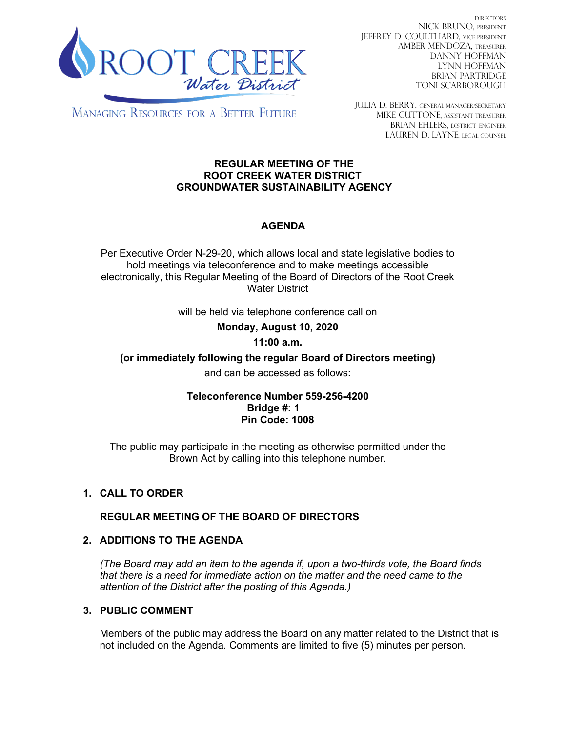ROOT CREEK Water District

MANAGING RESOURCES FOR A BETTER FUTURE

DIRECTORS
NICK BRUNO, PRESIDENT
JEFFREY D. COULTHARD, VICE PRESIDENT
AMBER MENDOZA, TREASURER
DANNY HOFFMAN
LYNN HOFFMAN
BRIAN PARTRIDGE
TONI SCARBOROUGH

JULIA D. BERRY, GENERAL MANAGER/SECRETARY
MIKE CUTTONE, ASSISTANT TREASURER
BRIAN EHLERS, DISTRICT ENGINEER
LAUREN D. LAYNE, LEGAL COUNSEL

**REGULAR MEETING OF THE**
**ROOT CREEK WATER DISTRICT**
**GROUNDWATER SUSTAINABILITY AGENCY**

**AGENDA**

Per Executive Order N-29-20, which allows local and state legislative bodies to hold meetings via teleconference and to make meetings accessible electronically, this Regular Meeting of the Board of Directors of the Root Creek Water District

will be held via telephone conference call on

**Monday, August 10, 2020**

**11:00 a.m.**

**(or immediately following the regular Board of Directors meeting)**

and can be accessed as follows:

**Teleconference Number 559-256-4200**
**Bridge #: 1**
**Pin Code: 1008**

The public may participate in the meeting as otherwise permitted under the Brown Act by calling into this telephone number.

1. **CALL TO ORDER**

   **REGULAR MEETING OF THE BOARD OF DIRECTORS**

2. **ADDITIONS TO THE AGENDA**

   *(The Board may add an item to the agenda if, upon a two-thirds vote, the Board finds that there is a need for immediate action on the matter and the need came to the attention of the District after the posting of this Agenda.)*

3. **PUBLIC COMMENT**

   Members of the public may address the Board on any matter related to the District that is not included on the Agenda. Comments are limited to five (5) minutes per person.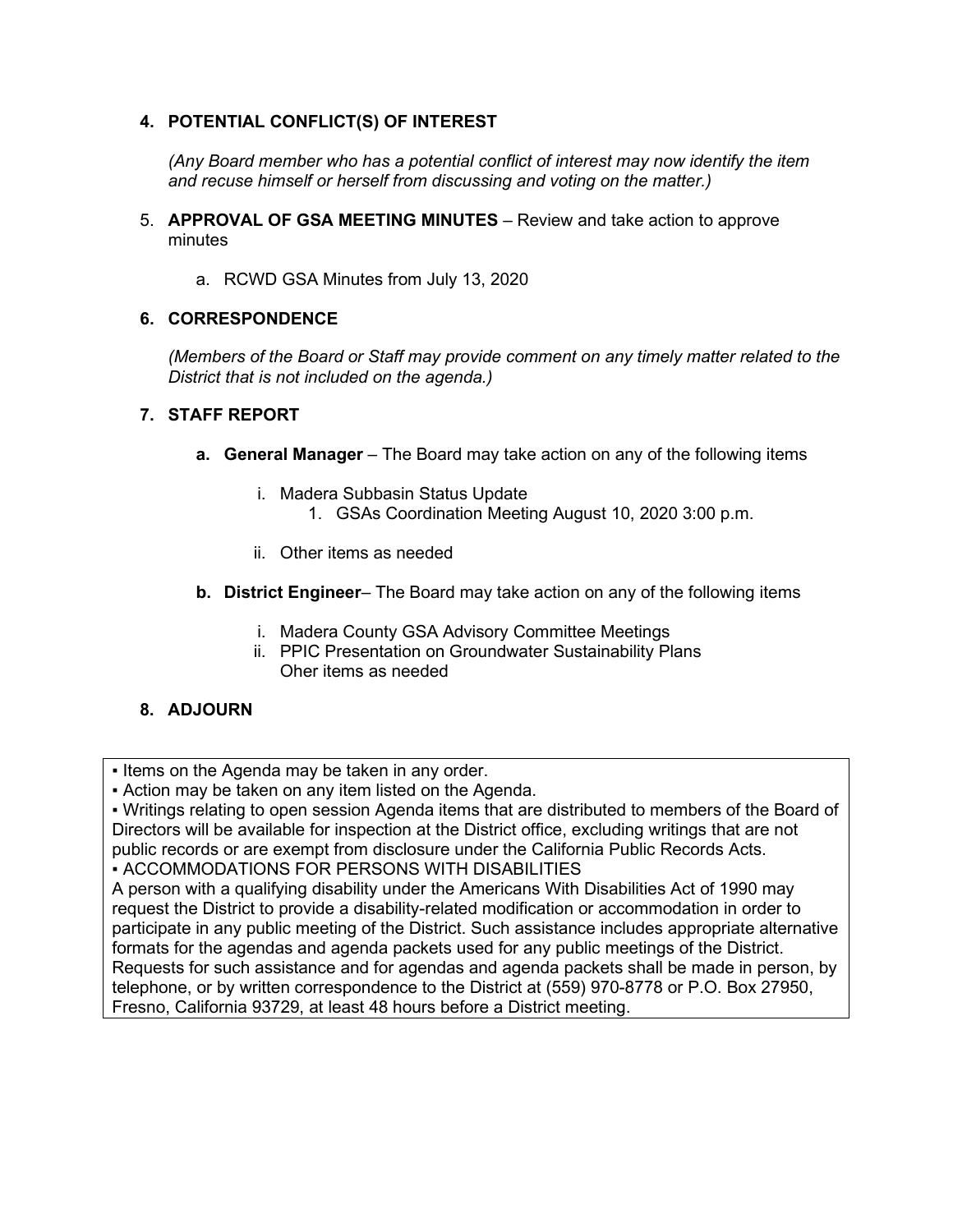4. **POTENTIAL CONFLICT(S) OF INTEREST**

   *(Any Board member who has a potential conflict of interest may now identify the item and recuse himself or herself from discussing and voting on the matter.)*

5. **APPROVAL OF GSA MEETING MINUTES** – Review and take action to approve minutes

   a. RCWD GSA Minutes from July 13, 2020

6. **CORRESPONDENCE**

   *(Members of the Board or Staff may provide comment on any timely matter related to the District that is not included on the agenda.)*

7. **STAFF REPORT**

   **a. General Manager** – The Board may take action on any of the following items

      i. Madera Subbasin Status Update
         1. GSAs Coordination Meeting August 10, 2020 3:00 p.m.

      ii. Other items as needed

   **b. District Engineer**– The Board may take action on any of the following items

      i. Madera County GSA Advisory Committee Meetings
      ii. PPIC Presentation on Groundwater Sustainability Plans
      Oher items as needed

8. **ADJOURN**

▪ Items on the Agenda may be taken in any order.
▪ Action may be taken on any item listed on the Agenda.
▪ Writings relating to open session Agenda items that are distributed to members of the Board of Directors will be available for inspection at the District office, excluding writings that are not public records or are exempt from disclosure under the California Public Records Acts.
▪ ACCOMMODATIONS FOR PERSONS WITH DISABILITIES
A person with a qualifying disability under the Americans With Disabilities Act of 1990 may request the District to provide a disability-related modification or accommodation in order to participate in any public meeting of the District. Such assistance includes appropriate alternative formats for the agendas and agenda packets used for any public meetings of the District. Requests for such assistance and for agendas and agenda packets shall be made in person, by telephone, or by written correspondence to the District at (559) 970-8778 or P.O. Box 27950, Fresno, California 93729, at least 48 hours before a District meeting.